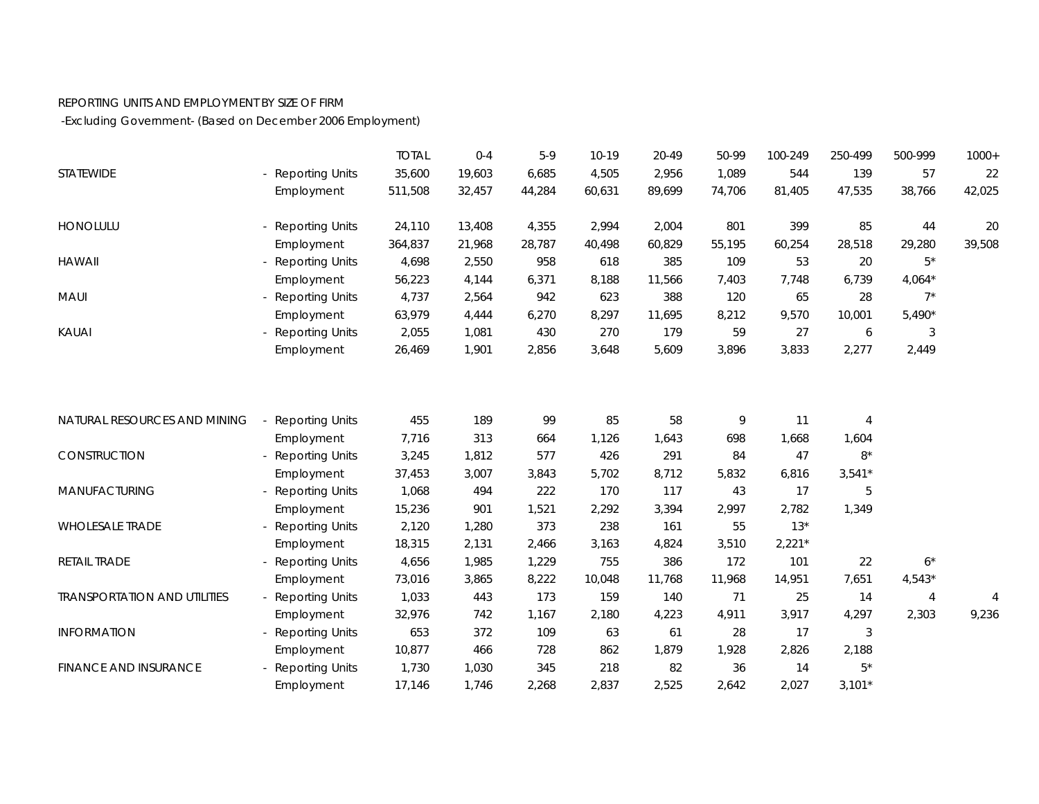REPORTING UNITS AND EMPLOYMENT BY SIZE OF FIRM

-Excluding Government- (Based on December 2006 Employment)

| | | TOTAL | 0-4 | 5-9 | 10-19 | 20-49 | 50-99 | 100-249 | 250-499 | 500-999 | 1000+ |
|---|---|---|---|---|---|---|---|---|---|---|---|
| STATEWIDE | - Reporting Units | 35,600 | 19,603 | 6,685 | 4,505 | 2,956 | 1,089 | 544 | 139 | 57 | 22 |
| | Employment | 511,508 | 32,457 | 44,284 | 60,631 | 89,699 | 74,706 | 81,405 | 47,535 | 38,766 | 42,025 |
| HONOLULU | - Reporting Units | 24,110 | 13,408 | 4,355 | 2,994 | 2,004 | 801 | 399 | 85 | 44 | 20 |
| | Employment | 364,837 | 21,968 | 28,787 | 40,498 | 60,829 | 55,195 | 60,254 | 28,518 | 29,280 | 39,508 |
| HAWAII | - Reporting Units | 4,698 | 2,550 | 958 | 618 | 385 | 109 | 53 | 20 | 5* | |
| | Employment | 56,223 | 4,144 | 6,371 | 8,188 | 11,566 | 7,403 | 7,748 | 6,739 | 4,064* | |
| MAUI | - Reporting Units | 4,737 | 2,564 | 942 | 623 | 388 | 120 | 65 | 28 | 7* | |
| | Employment | 63,979 | 4,444 | 6,270 | 8,297 | 11,695 | 8,212 | 9,570 | 10,001 | 5,490* | |
| KAUAI | - Reporting Units | 2,055 | 1,081 | 430 | 270 | 179 | 59 | 27 | 6 | 3 | |
| | Employment | 26,469 | 1,901 | 2,856 | 3,648 | 5,609 | 3,896 | 3,833 | 2,277 | 2,449 | |
| NATURAL RESOURCES AND MINING | - Reporting Units | 455 | 189 | 99 | 85 | 58 | 9 | 11 | 4 | | |
| | Employment | 7,716 | 313 | 664 | 1,126 | 1,643 | 698 | 1,668 | 1,604 | | |
| CONSTRUCTION | - Reporting Units | 3,245 | 1,812 | 577 | 426 | 291 | 84 | 47 | 8* | | |
| | Employment | 37,453 | 3,007 | 3,843 | 5,702 | 8,712 | 5,832 | 6,816 | 3,541* | | |
| MANUFACTURING | - Reporting Units | 1,068 | 494 | 222 | 170 | 117 | 43 | 17 | 5 | | |
| | Employment | 15,236 | 901 | 1,521 | 2,292 | 3,394 | 2,997 | 2,782 | 1,349 | | |
| WHOLESALE TRADE | - Reporting Units | 2,120 | 1,280 | 373 | 238 | 161 | 55 | 13* | | | |
| | Employment | 18,315 | 2,131 | 2,466 | 3,163 | 4,824 | 3,510 | 2,221* | | | |
| RETAIL TRADE | - Reporting Units | 4,656 | 1,985 | 1,229 | 755 | 386 | 172 | 101 | 22 | 6* | |
| | Employment | 73,016 | 3,865 | 8,222 | 10,048 | 11,768 | 11,968 | 14,951 | 7,651 | 4,543* | |
| TRANSPORTATION AND UTILITIES | - Reporting Units | 1,033 | 443 | 173 | 159 | 140 | 71 | 25 | 14 | 4 | 4 |
| | Employment | 32,976 | 742 | 1,167 | 2,180 | 4,223 | 4,911 | 3,917 | 4,297 | 2,303 | 9,236 |
| INFORMATION | - Reporting Units | 653 | 372 | 109 | 63 | 61 | 28 | 17 | 3 | | |
| | Employment | 10,877 | 466 | 728 | 862 | 1,879 | 1,928 | 2,826 | 2,188 | | |
| FINANCE AND INSURANCE | - Reporting Units | 1,730 | 1,030 | 345 | 218 | 82 | 36 | 14 | 5* | | |
| | Employment | 17,146 | 1,746 | 2,268 | 2,837 | 2,525 | 2,642 | 2,027 | 3,101* | | |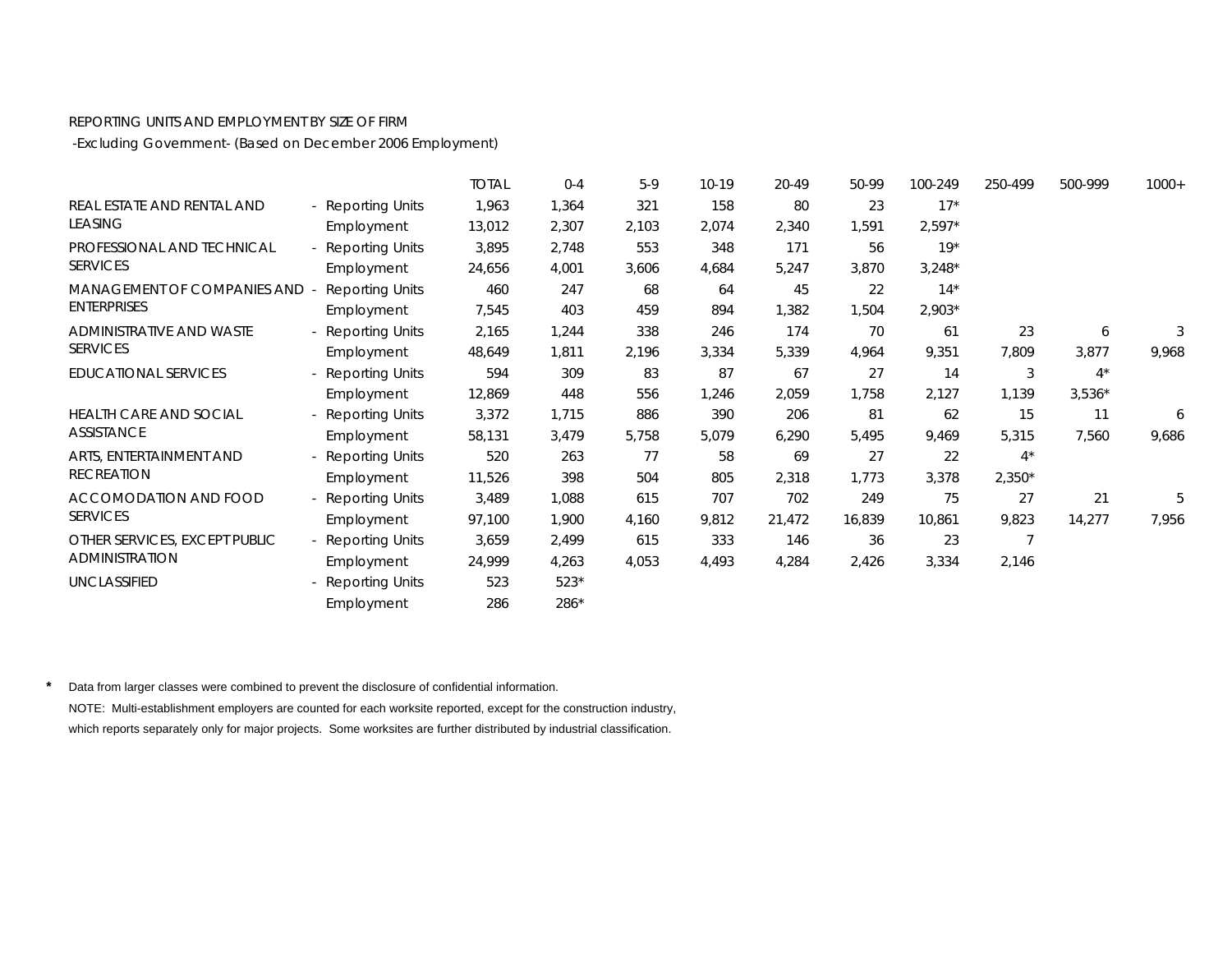REPORTING UNITS AND EMPLOYMENT BY SIZE OF FIRM

-Excluding Government- (Based on December 2006 Employment)

| | | TOTAL | 0-4 | 5-9 | 10-19 | 20-49 | 50-99 | 100-249 | 250-499 | 500-999 | 1000+ |
|---|---|---|---|---|---|---|---|---|---|---|---|
| REAL ESTATE AND RENTAL AND LEASING | - Reporting Units | 1,963 | 1,364 | 321 | 158 | 80 | 23 | 17* | | | |
| | Employment | 13,012 | 2,307 | 2,103 | 2,074 | 2,340 | 1,591 | 2,597* | | | |
| PROFESSIONAL AND TECHNICAL SERVICES | - Reporting Units | 3,895 | 2,748 | 553 | 348 | 171 | 56 | 19* | | | |
| | Employment | 24,656 | 4,001 | 3,606 | 4,684 | 5,247 | 3,870 | 3,248* | | | |
| MANAGEMENT OF COMPANIES AND ENTERPRISES | - Reporting Units | 460 | 247 | 68 | 64 | 45 | 22 | 14* | | | |
| | Employment | 7,545 | 403 | 459 | 894 | 1,382 | 1,504 | 2,903* | | | |
| ADMINISTRATIVE AND WASTE SERVICES | - Reporting Units | 2,165 | 1,244 | 338 | 246 | 174 | 70 | 61 | 23 | 6 | 3 |
| | Employment | 48,649 | 1,811 | 2,196 | 3,334 | 5,339 | 4,964 | 9,351 | 7,809 | 3,877 | 9,968 |
| EDUCATIONAL SERVICES | - Reporting Units | 594 | 309 | 83 | 87 | 67 | 27 | 14 | 3 | 4* | |
| | Employment | 12,869 | 448 | 556 | 1,246 | 2,059 | 1,758 | 2,127 | 1,139 | 3,536* | |
| HEALTH CARE AND SOCIAL ASSISTANCE | - Reporting Units | 3,372 | 1,715 | 886 | 390 | 206 | 81 | 62 | 15 | 11 | 6 |
| | Employment | 58,131 | 3,479 | 5,758 | 5,079 | 6,290 | 5,495 | 9,469 | 5,315 | 7,560 | 9,686 |
| ARTS, ENTERTAINMENT AND RECREATION | - Reporting Units | 520 | 263 | 77 | 58 | 69 | 27 | 22 | 4* | | |
| | Employment | 11,526 | 398 | 504 | 805 | 2,318 | 1,773 | 3,378 | 2,350* | | |
| ACCOMODATION AND FOOD SERVICES | - Reporting Units | 3,489 | 1,088 | 615 | 707 | 702 | 249 | 75 | 27 | 21 | 5 |
| | Employment | 97,100 | 1,900 | 4,160 | 9,812 | 21,472 | 16,839 | 10,861 | 9,823 | 14,277 | 7,956 |
| OTHER SERVICES, EXCEPT PUBLIC ADMINISTRATION | - Reporting Units | 3,659 | 2,499 | 615 | 333 | 146 | 36 | 23 | 7 | | |
| | Employment | 24,999 | 4,263 | 4,053 | 4,493 | 4,284 | 2,426 | 3,334 | 2,146 | | |
| UNCLASSIFIED | - Reporting Units | 523 | 523* | | | | | | | | |
| | Employment | 286 | 286* | | | | | | | | |

\* Data from larger classes were combined to prevent the disclosure of confidential information.

NOTE: Multi-establishment employers are counted for each worksite reported, except for the construction industry, which reports separately only for major projects. Some worksites are further distributed by industrial classification.